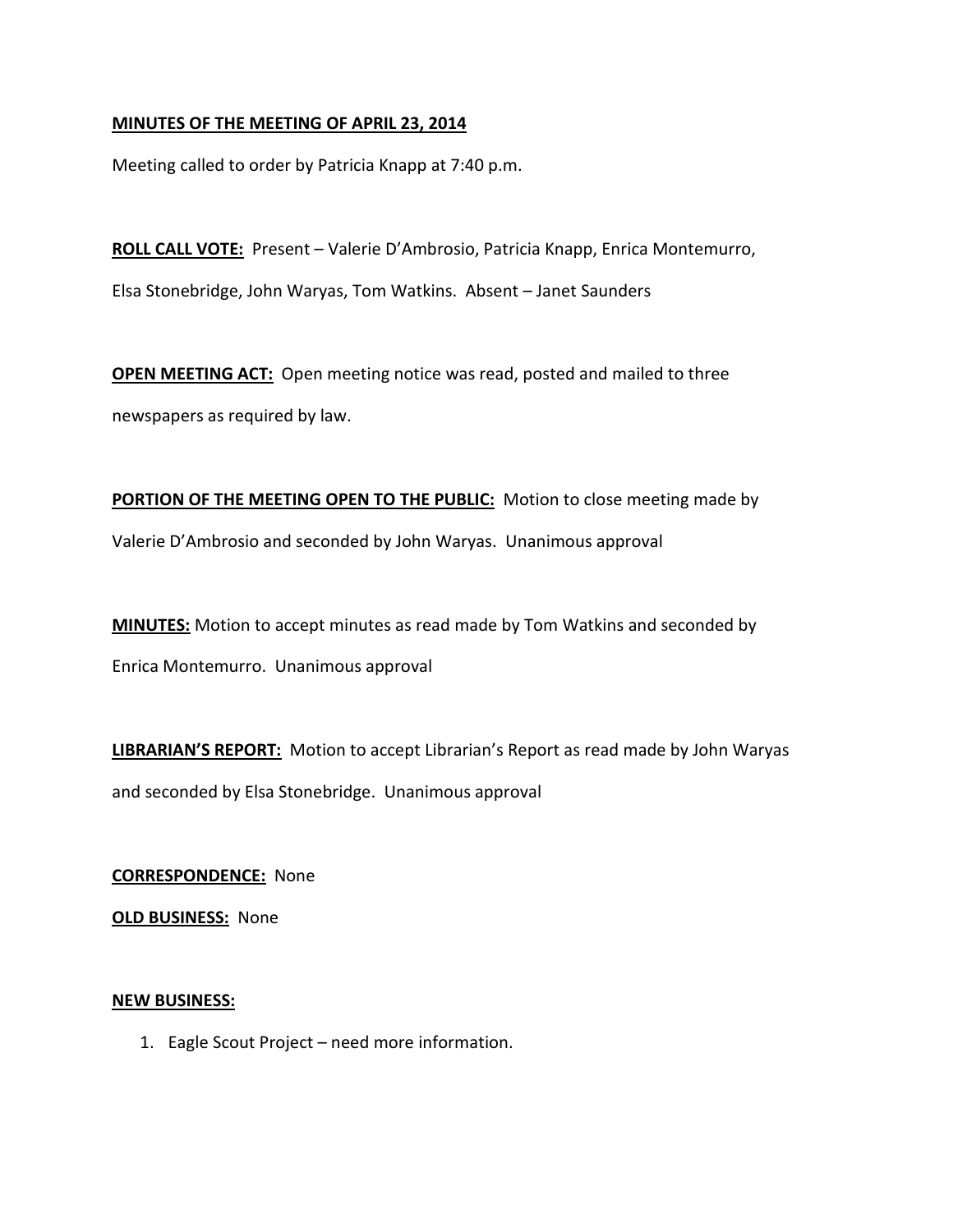**MINUTES OF THE MEETING OF APRIL 23, 2014**

Meeting called to order by Patricia Knapp at 7:40 p.m.

**ROLL CALL VOTE:** Present – Valerie D'Ambrosio, Patricia Knapp, Enrica Montemurro, Elsa Stonebridge, John Waryas, Tom Watkins. Absent – Janet Saunders

**OPEN MEETING ACT:** Open meeting notice was read, posted and mailed to three newspapers as required by law.

**PORTION OF THE MEETING OPEN TO THE PUBLIC:** Motion to close meeting made by Valerie D'Ambrosio and seconded by John Waryas. Unanimous approval

**MINUTES:** Motion to accept minutes as read made by Tom Watkins and seconded by Enrica Montemurro. Unanimous approval

**LIBRARIAN'S REPORT:** Motion to accept Librarian's Report as read made by John Waryas and seconded by Elsa Stonebridge. Unanimous approval

**CORRESPONDENCE:** None

**OLD BUSINESS:** None

**NEW BUSINESS:**

1. Eagle Scout Project – need more information.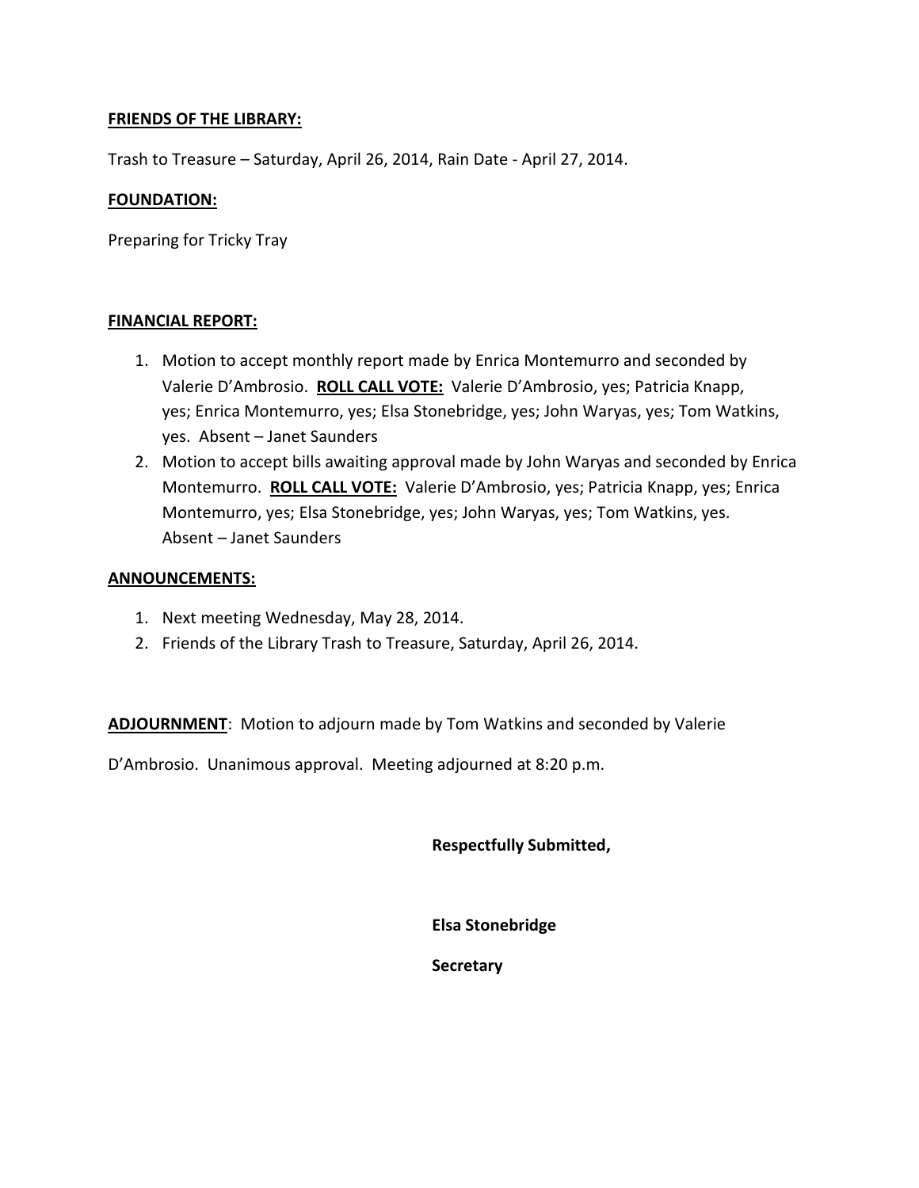**FRIENDS OF THE LIBRARY:**

Trash to Treasure – Saturday, April 26, 2014, Rain Date - April 27, 2014.

**FOUNDATION:**

Preparing for Tricky Tray

**FINANCIAL REPORT:**

1. Motion to accept monthly report made by Enrica Montemurro and seconded by Valerie D'Ambrosio. **ROLL CALL VOTE:** Valerie D'Ambrosio, yes; Patricia Knapp, yes; Enrica Montemurro, yes; Elsa Stonebridge, yes; John Waryas, yes; Tom Watkins, yes. Absent – Janet Saunders
2. Motion to accept bills awaiting approval made by John Waryas and seconded by Enrica Montemurro. **ROLL CALL VOTE:** Valerie D'Ambrosio, yes; Patricia Knapp, yes; Enrica Montemurro, yes; Elsa Stonebridge, yes; John Waryas, yes; Tom Watkins, yes. Absent – Janet Saunders

**ANNOUNCEMENTS:**

1. Next meeting Wednesday, May 28, 2014.
2. Friends of the Library Trash to Treasure, Saturday, April 26, 2014.

**ADJOURNMENT**: Motion to adjourn made by Tom Watkins and seconded by Valerie D'Ambrosio. Unanimous approval. Meeting adjourned at 8:20 p.m.

**Respectfully Submitted,**

**Elsa Stonebridge**

**Secretary**